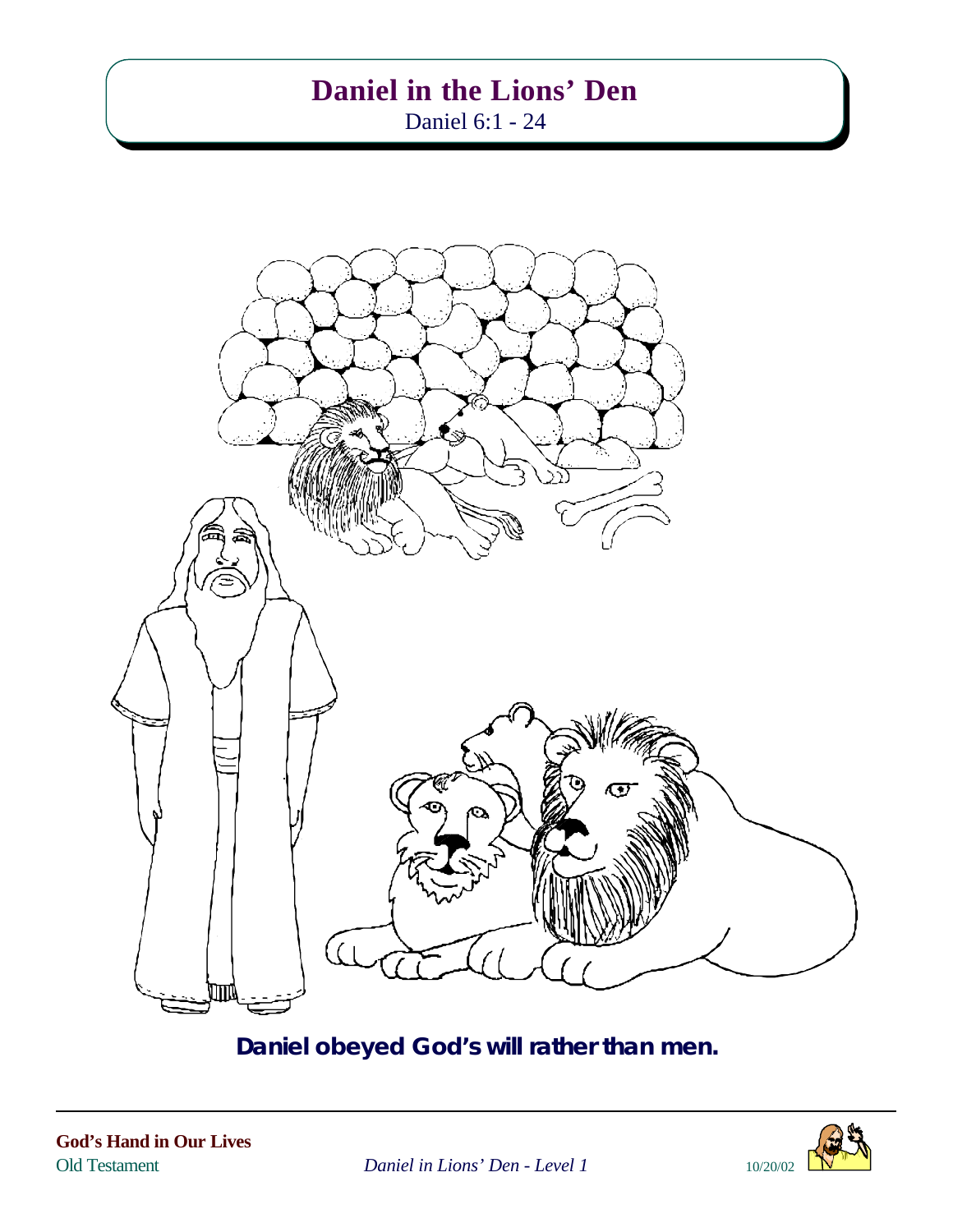# Daniel in the Lions' Den

Daniel 6:1 - 24

**Daniel obeyed God's will rather than men.**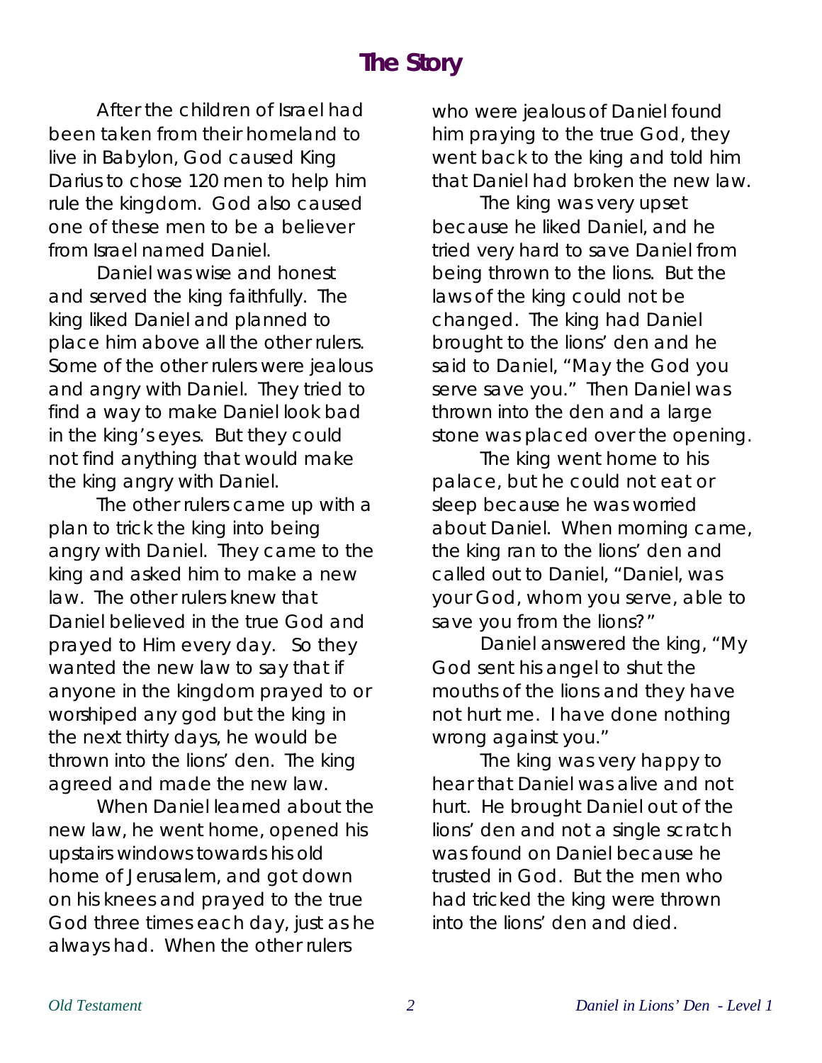# The Story

After the children of Israel had been taken from their homeland to live in Babylon, God caused King Darius to chose 120 men to help him rule the kingdom. God also caused one of these men to be a believer from Israel named Daniel.

Daniel was wise and honest and served the king faithfully. The king liked Daniel and planned to place him above all the other rulers. Some of the other rulers were jealous and angry with Daniel. They tried to find a way to make Daniel look bad in the king's eyes. But they could not find anything that would make the king angry with Daniel.

The other rulers came up with a plan to trick the king into being angry with Daniel. They came to the king and asked him to make a new law. The other rulers knew that Daniel believed in the true God and prayed to Him every day. So they wanted the new law to say that if anyone in the kingdom prayed to or worshiped any god but the king in the next thirty days, he would be thrown into the lions' den. The king agreed and made the new law.

When Daniel learned about the new law, he went home, opened his upstairs windows towards his old home of Jerusalem, and got down on his knees and prayed to the true God three times each day, just as he always had. When the other rulers who were jealous of Daniel found him praying to the true God, they went back to the king and told him that Daniel had broken the new law.

The king was very upset because he liked Daniel, and he tried very hard to save Daniel from being thrown to the lions. But the laws of the king could not be changed. The king had Daniel brought to the lions' den and he said to Daniel, "May the God you serve save you." Then Daniel was thrown into the den and a large stone was placed over the opening.

The king went home to his palace, but he could not eat or sleep because he was worried about Daniel. When morning came, the king ran to the lions' den and called out to Daniel, "Daniel, was your God, whom you serve, able to save you from the lions?"

Daniel answered the king, "My God sent his angel to shut the mouths of the lions and they have not hurt me. I have done nothing wrong against you."

The king was very happy to hear that Daniel was alive and not hurt. He brought Daniel out of the lions' den and not a single scratch was found on Daniel because he trusted in God. But the men who had tricked the king were thrown into the lions' den and died.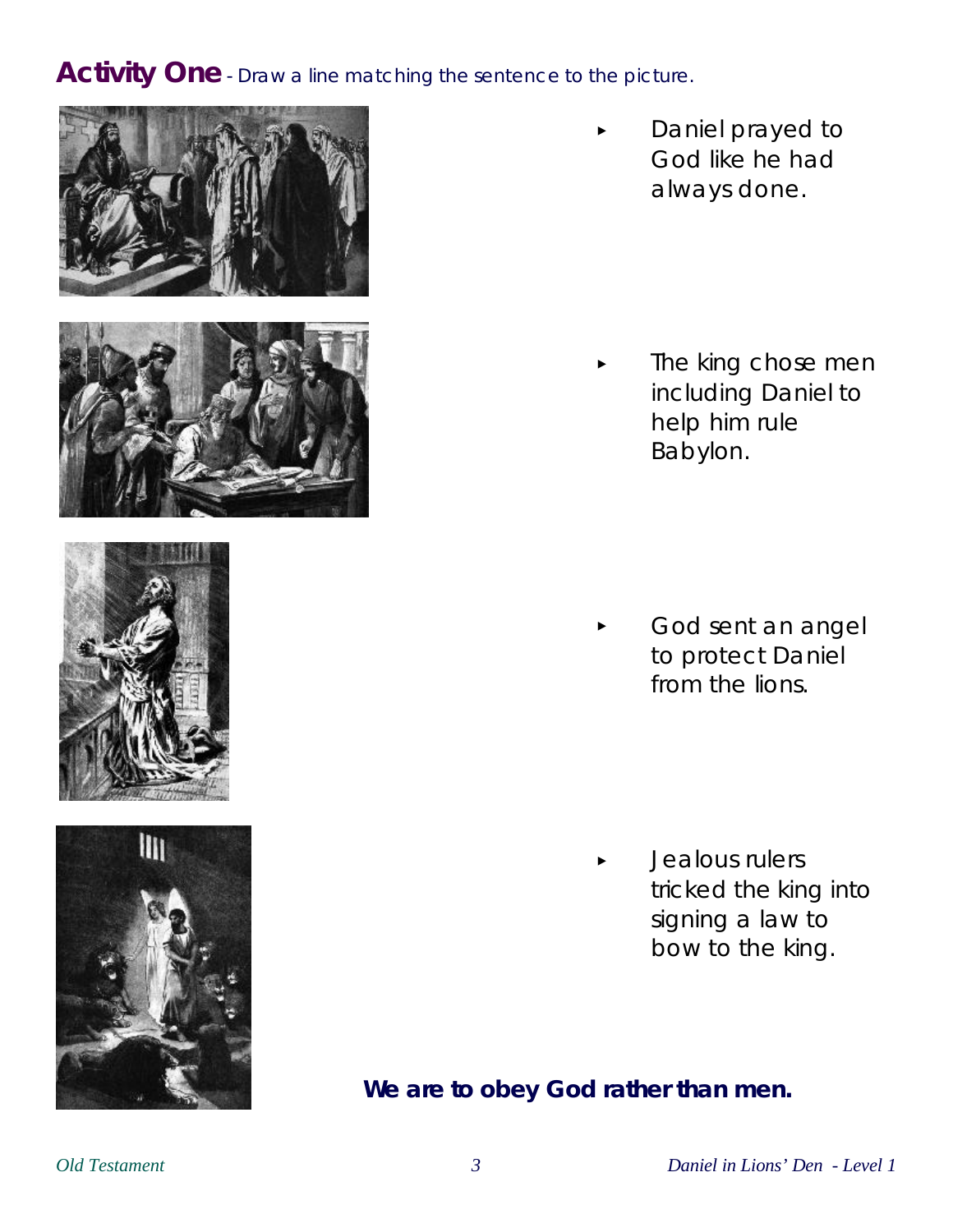**Activity One** - Draw a line matching the sentence to the picture.

- Daniel prayed to God like he had always done.

- The king chose men including Daniel to help him rule Babylon.

- God sent an angel to protect Daniel from the lions.

- Jealous rulers tricked the king into signing a law to bow to the king.

**We are to obey God rather than men.**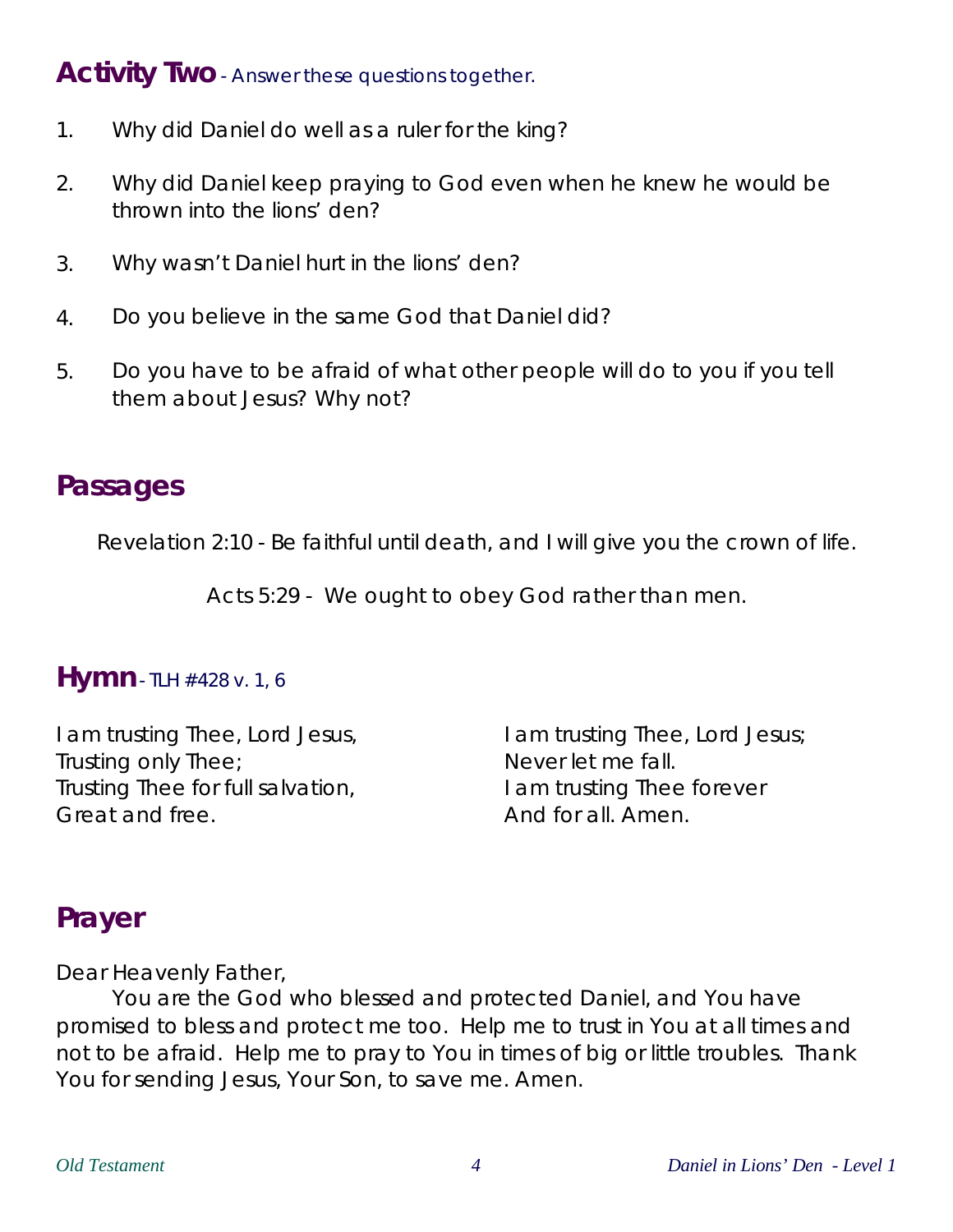## **Activity Two** - *Answer these questions together.*

1. Why did Daniel do well as a ruler for the king?
2. Why did Daniel keep praying to God even when he knew he would be thrown into the lions' den?
3. Why wasn't Daniel hurt in the lions' den?
4. Do you believe in the same God that Daniel did?
5. Do you have to be afraid of what other people will do to you if you tell them about Jesus? Why not?

## Passages

Revelation 2:10 - Be faithful until death, and I will give you the crown of life.

Acts 5:29 - We ought to obey God rather than men.

## **Hymn** - TLH #428 v. 1, 6

I am trusting Thee, Lord Jesus,
Trusting only Thee;
Trusting Thee for full salvation,
Great and free.

I am trusting Thee, Lord Jesus;
Never let me fall.
I am trusting Thee forever
And for all. Amen.

## Prayer

Dear Heavenly Father,

You are the God who blessed and protected Daniel, and You have promised to bless and protect me too. Help me to trust in You at all times and not to be afraid. Help me to pray to You in times of big or little troubles. Thank You for sending Jesus, Your Son, to save me. Amen.